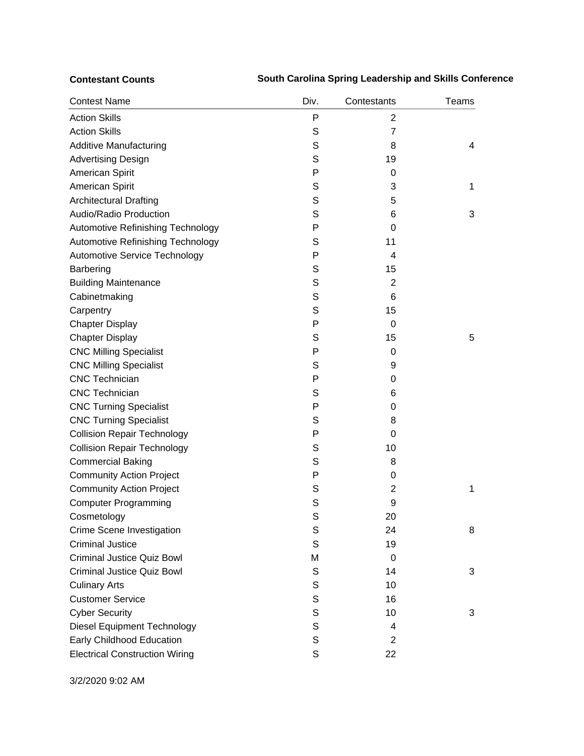**Contestant Counts**

**South Carolina Spring Leadership and Skills Conference**

| Contest Name | Div. | Contestants | Teams |
|---|---|---|---|
| Action Skills | P | 2 | |
| Action Skills | S | 7 | |
| Additive Manufacturing | S | 8 | 4 |
| Advertising Design | S | 19 | |
| American Spirit | P | 0 | |
| American Spirit | S | 3 | 1 |
| Architectural Drafting | S | 5 | |
| Audio/Radio Production | S | 6 | 3 |
| Automotive Refinishing Technology | P | 0 | |
| Automotive Refinishing Technology | S | 11 | |
| Automotive Service Technology | P | 4 | |
| Barbering | S | 15 | |
| Building Maintenance | S | 2 | |
| Cabinetmaking | S | 6 | |
| Carpentry | S | 15 | |
| Chapter Display | P | 0 | |
| Chapter Display | S | 15 | 5 |
| CNC Milling Specialist | P | 0 | |
| CNC Milling Specialist | S | 9 | |
| CNC Technician | P | 0 | |
| CNC Technician | S | 6 | |
| CNC Turning Specialist | P | 0 | |
| CNC Turning Specialist | S | 8 | |
| Collision Repair Technology | P | 0 | |
| Collision Repair Technology | S | 10 | |
| Commercial Baking | S | 8 | |
| Community Action Project | P | 0 | |
| Community Action Project | S | 2 | 1 |
| Computer Programming | S | 9 | |
| Cosmetology | S | 20 | |
| Crime Scene Investigation | S | 24 | 8 |
| Criminal Justice | S | 19 | |
| Criminal Justice Quiz Bowl | M | 0 | |
| Criminal Justice Quiz Bowl | S | 14 | 3 |
| Culinary Arts | S | 10 | |
| Customer Service | S | 16 | |
| Cyber Security | S | 10 | 3 |
| Diesel Equipment Technology | S | 4 | |
| Early Childhood Education | S | 2 | |
| Electrical Construction Wiring | S | 22 | |

3/2/2020 9:02 AM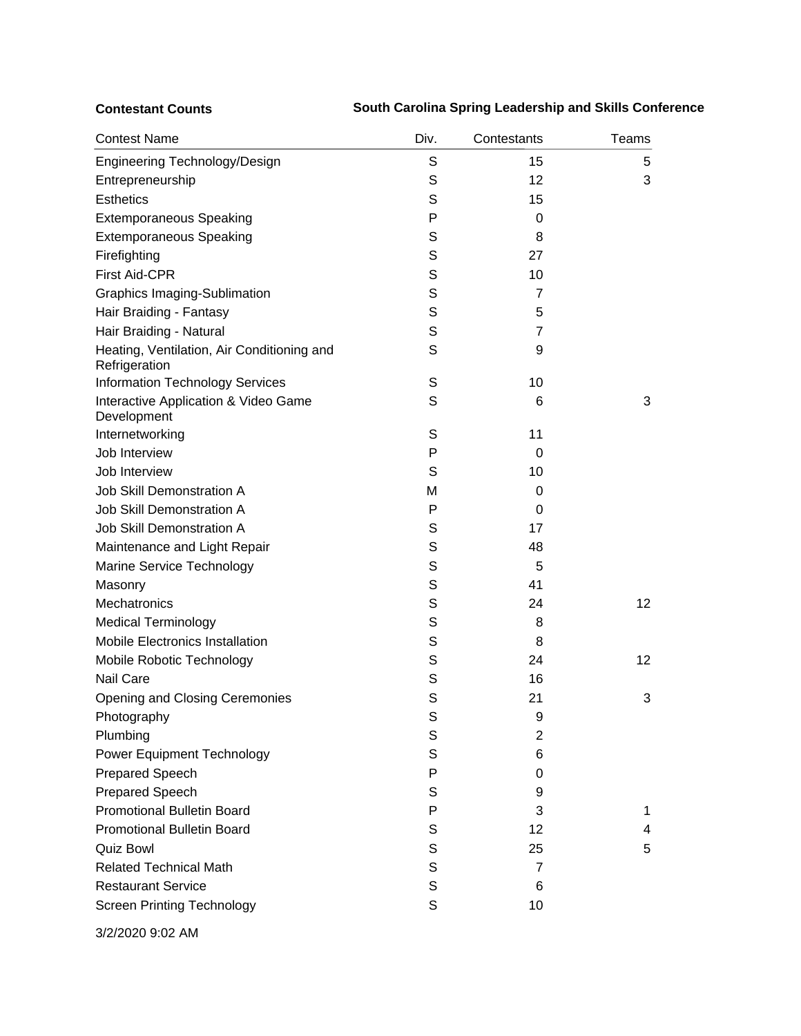**Contestant Counts** **South Carolina Spring Leadership and Skills Conference**

| Contest Name | Div. | Contestants | Teams |
| --- | --- | --- | --- |
| Engineering Technology/Design | S | 15 | 5 |
| Entrepreneurship | S | 12 | 3 |
| Esthetics | S | 15 | |
| Extemporaneous Speaking | P | 0 | |
| Extemporaneous Speaking | S | 8 | |
| Firefighting | S | 27 | |
| First Aid-CPR | S | 10 | |
| Graphics Imaging-Sublimation | S | 7 | |
| Hair Braiding - Fantasy | S | 5 | |
| Hair Braiding - Natural | S | 7 | |
| Heating, Ventilation, Air Conditioning and Refrigeration | S | 9 | |
| Information Technology Services | S | 10 | |
| Interactive Application & Video Game Development | S | 6 | 3 |
| Internetworking | S | 11 | |
| Job Interview | P | 0 | |
| Job Interview | S | 10 | |
| Job Skill Demonstration A | M | 0 | |
| Job Skill Demonstration A | P | 0 | |
| Job Skill Demonstration A | S | 17 | |
| Maintenance and Light Repair | S | 48 | |
| Marine Service Technology | S | 5 | |
| Masonry | S | 41 | |
| Mechatronics | S | 24 | 12 |
| Medical Terminology | S | 8 | |
| Mobile Electronics Installation | S | 8 | |
| Mobile Robotic Technology | S | 24 | 12 |
| Nail Care | S | 16 | |
| Opening and Closing Ceremonies | S | 21 | 3 |
| Photography | S | 9 | |
| Plumbing | S | 2 | |
| Power Equipment Technology | S | 6 | |
| Prepared Speech | P | 0 | |
| Prepared Speech | S | 9 | |
| Promotional Bulletin Board | P | 3 | 1 |
| Promotional Bulletin Board | S | 12 | 4 |
| Quiz Bowl | S | 25 | 5 |
| Related Technical Math | S | 7 | |
| Restaurant Service | S | 6 | |
| Screen Printing Technology | S | 10 | |

3/2/2020 9:02 AM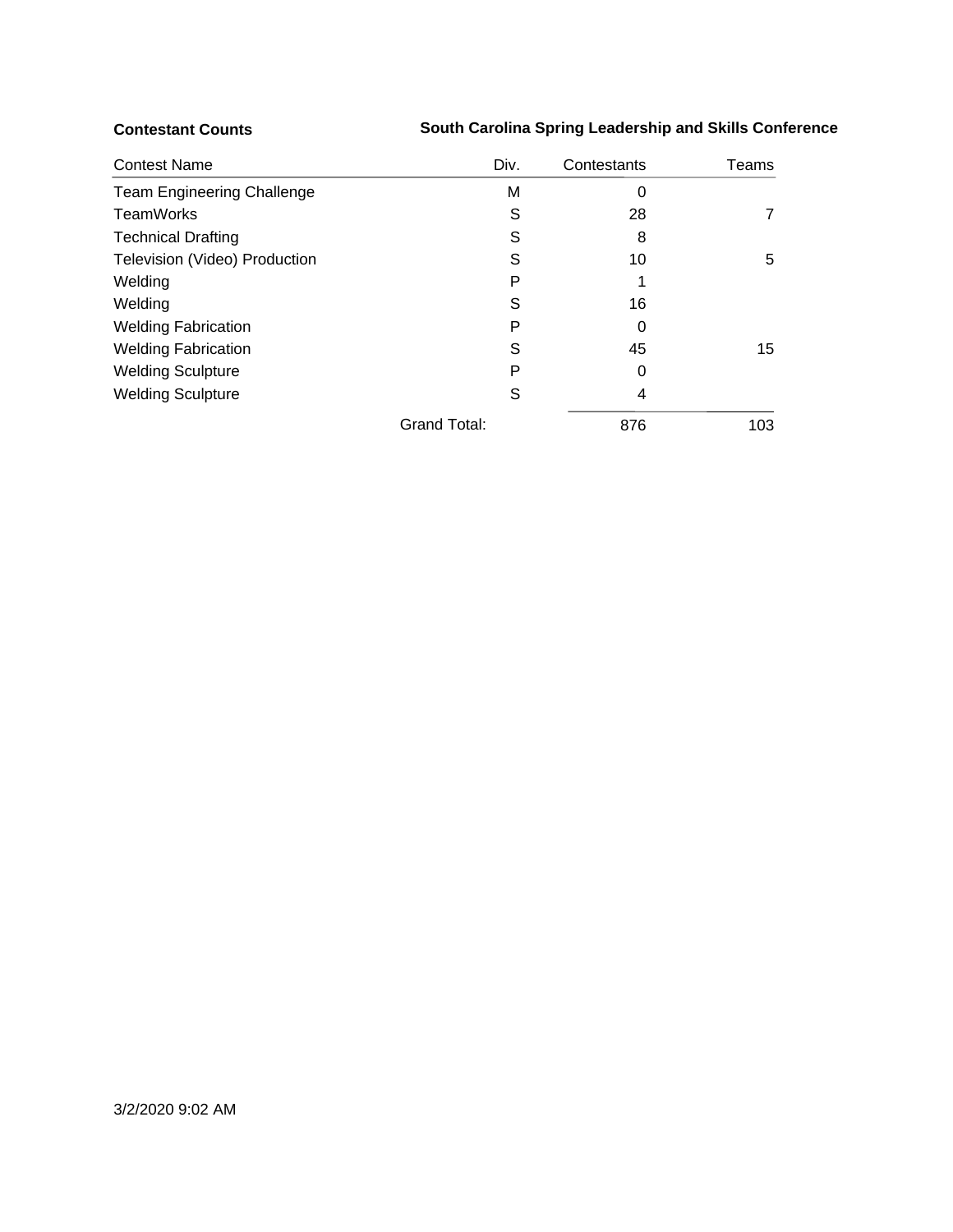**Contestant Counts** **South Carolina Spring Leadership and Skills Conference**

| Contest Name | Div. | Contestants | Teams |
|---|---|---|---|
| Team Engineering Challenge | M | 0 | |
| TeamWorks | S | 28 | 7 |
| Technical Drafting | S | 8 | |
| Television (Video) Production | S | 10 | 5 |
| Welding | P | 1 | |
| Welding | S | 16 | |
| Welding Fabrication | P | 0 | |
| Welding Fabrication | S | 45 | 15 |
| Welding Sculpture | P | 0 | |
| Welding Sculpture | S | 4 | |
| Grand Total: | | 876 | 103 |

3/2/2020 9:02 AM